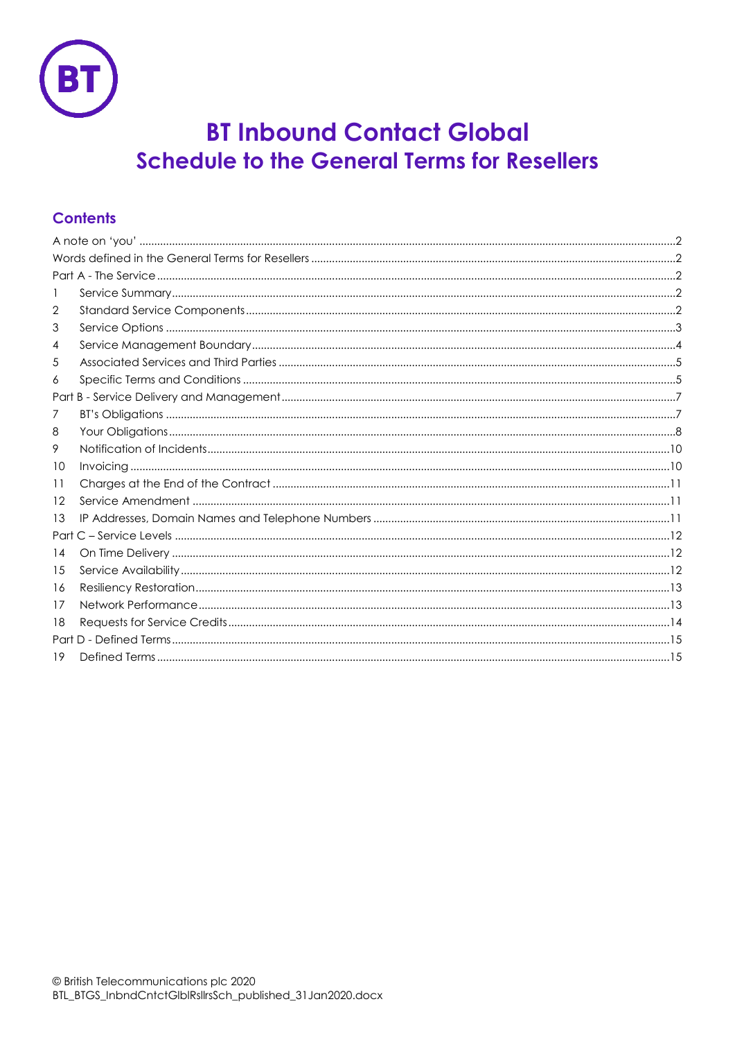# BT Inbound Contact Global
## Schedule to the General Terms for Resellers

### Contents

A note on 'you' .....2
Words defined in the General Terms for Resellers .....2
Part A - The Service .....2
1 Service Summary .....2
2 Standard Service Components .....2
3 Service Options .....3
4 Service Management Boundary .....4
5 Associated Services and Third Parties .....5
6 Specific Terms and Conditions .....5
Part B - Service Delivery and Management .....7
7 BT's Obligations .....7
8 Your Obligations .....8
9 Notification of Incidents .....10
10 Invoicing .....10
11 Charges at the End of the Contract .....11
12 Service Amendment .....11
13 IP Addresses, Domain Names and Telephone Numbers .....11
Part C – Service Levels .....12
14 On Time Delivery .....12
15 Service Availability .....12
16 Resiliency Restoration .....13
17 Network Performance .....13
18 Requests for Service Credits .....14
Part D - Defined Terms .....15
19 Defined Terms .....15

© British Telecommunications plc 2020
BTL_BTGS_InbndCntctGlblRsllrsSch_published_31Jan2020.docx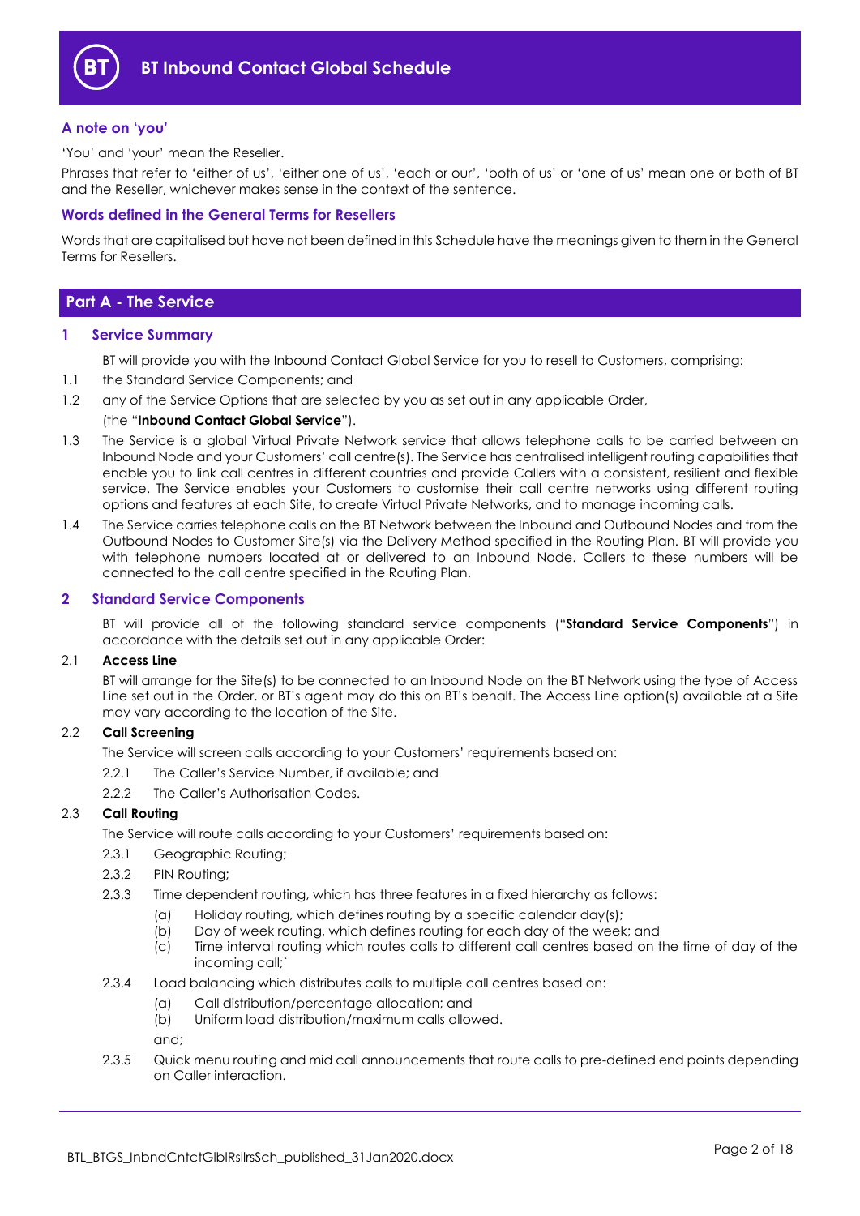# BT Inbound Contact Global Schedule

### A note on 'you'

'You' and 'your' mean the Reseller.

Phrases that refer to 'either of us', 'either one of us', 'each or our', 'both of us' or 'one of us' mean one or both of BT and the Reseller, whichever makes sense in the context of the sentence.

### Words defined in the General Terms for Resellers

Words that are capitalised but have not been defined in this Schedule have the meanings given to them in the General Terms for Resellers.

## Part A - The Service

### 1 Service Summary

BT will provide you with the Inbound Contact Global Service for you to resell to Customers, comprising:

1.1 the Standard Service Components; and

1.2 any of the Service Options that are selected by you as set out in any applicable Order,

(the "**Inbound Contact Global Service**").

1.3 The Service is a global Virtual Private Network service that allows telephone calls to be carried between an Inbound Node and your Customers' call centre(s). The Service has centralised intelligent routing capabilities that enable you to link call centres in different countries and provide Callers with a consistent, resilient and flexible service. The Service enables your Customers to customise their call centre networks using different routing options and features at each Site, to create Virtual Private Networks, and to manage incoming calls.

1.4 The Service carries telephone calls on the BT Network between the Inbound and Outbound Nodes and from the Outbound Nodes to Customer Site(s) via the Delivery Method specified in the Routing Plan. BT will provide you with telephone numbers located at or delivered to an Inbound Node. Callers to these numbers will be connected to the call centre specified in the Routing Plan.

### 2 Standard Service Components

BT will provide all of the following standard service components ("**Standard Service Components**") in accordance with the details set out in any applicable Order:

2.1 **Access Line**

BT will arrange for the Site(s) to be connected to an Inbound Node on the BT Network using the type of Access Line set out in the Order, or BT's agent may do this on BT's behalf. The Access Line option(s) available at a Site may vary according to the location of the Site.

2.2 **Call Screening**

The Service will screen calls according to your Customers' requirements based on:

2.2.1 The Caller's Service Number, if available; and

2.2.2 The Caller's Authorisation Codes.

2.3 **Call Routing**

The Service will route calls according to your Customers' requirements based on:

2.3.1 Geographic Routing;

2.3.2 PIN Routing;

2.3.3 Time dependent routing, which has three features in a fixed hierarchy as follows:

(a) Holiday routing, which defines routing by a specific calendar day(s);

(b) Day of week routing, which defines routing for each day of the week; and

(c) Time interval routing which routes calls to different call centres based on the time of day of the incoming call;`

2.3.4 Load balancing which distributes calls to multiple call centres based on:

(a) Call distribution/percentage allocation; and

(b) Uniform load distribution/maximum calls allowed.

and;

2.3.5 Quick menu routing and mid call announcements that route calls to pre-defined end points depending on Caller interaction.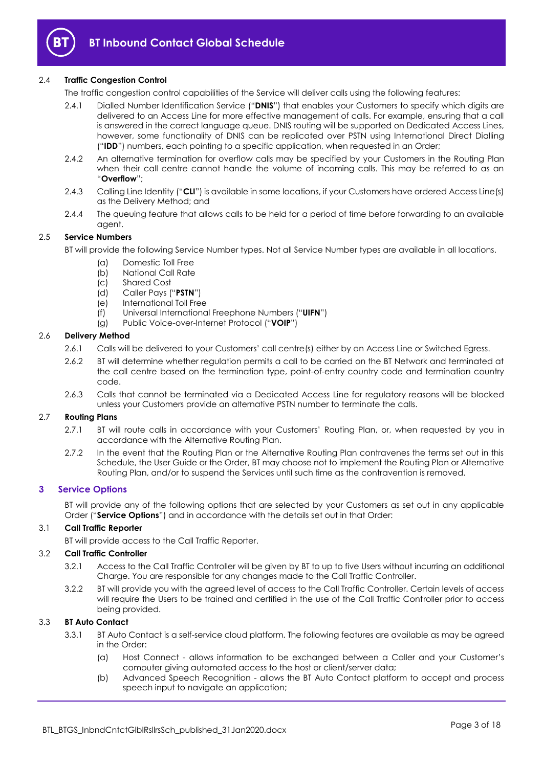### 2.4 Traffic Congestion Control

The traffic congestion control capabilities of the Service will deliver calls using the following features:

2.4.1 Dialled Number Identification Service ("**DNIS**") that enables your Customers to specify which digits are delivered to an Access Line for more effective management of calls. For example, ensuring that a call is answered in the correct language queue. DNIS routing will be supported on Dedicated Access Lines, however, some functionality of DNIS can be replicated over PSTN using International Direct Dialling ("**IDD**") numbers, each pointing to a specific application, when requested in an Order;

2.4.2 An alternative termination for overflow calls may be specified by your Customers in the Routing Plan when their call centre cannot handle the volume of incoming calls. This may be referred to as an "**Overflow**";

2.4.3 Calling Line Identity ("**CLI**") is available in some locations, if your Customers have ordered Access Line(s) as the Delivery Method; and

2.4.4 The queuing feature that allows calls to be held for a period of time before forwarding to an available agent.

### 2.5 Service Numbers

BT will provide the following Service Number types. Not all Service Number types are available in all locations.

(a) Domestic Toll Free
(b) National Call Rate
(c) Shared Cost
(d) Caller Pays ("**PSTN**")
(e) International Toll Free
(f) Universal International Freephone Numbers ("**UIFN**")
(g) Public Voice-over-Internet Protocol ("**VOIP**")

### 2.6 Delivery Method

2.6.1 Calls will be delivered to your Customers' call centre(s) either by an Access Line or Switched Egress.

2.6.2 BT will determine whether regulation permits a call to be carried on the BT Network and terminated at the call centre based on the termination type, point-of-entry country code and termination country code.

2.6.3 Calls that cannot be terminated via a Dedicated Access Line for regulatory reasons will be blocked unless your Customers provide an alternative PSTN number to terminate the calls.

### 2.7 Routing Plans

2.7.1 BT will route calls in accordance with your Customers' Routing Plan, or, when requested by you in accordance with the Alternative Routing Plan.

2.7.2 In the event that the Routing Plan or the Alternative Routing Plan contravenes the terms set out in this Schedule, the User Guide or the Order, BT may choose not to implement the Routing Plan or Alternative Routing Plan, and/or to suspend the Services until such time as the contravention is removed.

## 3 Service Options

BT will provide any of the following options that are selected by your Customers as set out in any applicable Order ("**Service Options**") and in accordance with the details set out in that Order:

### 3.1 Call Traffic Reporter

BT will provide access to the Call Traffic Reporter.

### 3.2 Call Traffic Controller

3.2.1 Access to the Call Traffic Controller will be given by BT to up to five Users without incurring an additional Charge. You are responsible for any changes made to the Call Traffic Controller.

3.2.2 BT will provide you with the agreed level of access to the Call Traffic Controller. Certain levels of access will require the Users to be trained and certified in the use of the Call Traffic Controller prior to access being provided.

### 3.3 BT Auto Contact

3.3.1 BT Auto Contact is a self-service cloud platform. The following features are available as may be agreed in the Order:

(a) Host Connect - allows information to be exchanged between a Caller and your Customer's computer giving automated access to the host or client/server data;

(b) Advanced Speech Recognition - allows the BT Auto Contact platform to accept and process speech input to navigate an application;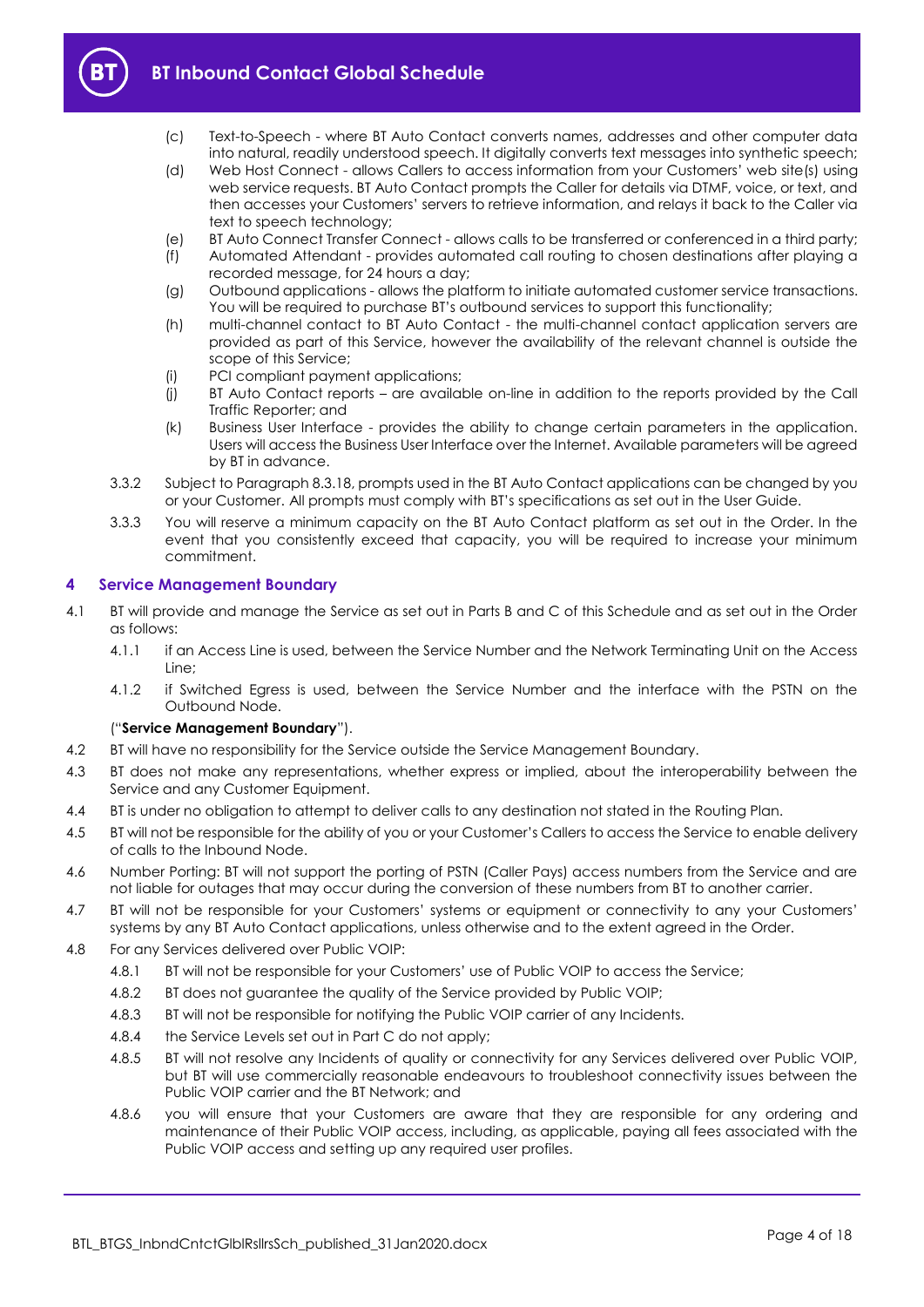(c) Text-to-Speech - where BT Auto Contact converts names, addresses and other computer data into natural, readily understood speech. It digitally converts text messages into synthetic speech;

(d) Web Host Connect - allows Callers to access information from your Customers' web site(s) using web service requests. BT Auto Contact prompts the Caller for details via DTMF, voice, or text, and then accesses your Customers' servers to retrieve information, and relays it back to the Caller via text to speech technology;

(e) BT Auto Connect Transfer Connect - allows calls to be transferred or conferenced in a third party;

(f) Automated Attendant - provides automated call routing to chosen destinations after playing a recorded message, for 24 hours a day;

(g) Outbound applications - allows the platform to initiate automated customer service transactions. You will be required to purchase BT's outbound services to support this functionality;

(h) multi-channel contact to BT Auto Contact - the multi-channel contact application servers are provided as part of this Service, however the availability of the relevant channel is outside the scope of this Service;

(i) PCI compliant payment applications;

(j) BT Auto Contact reports – are available on-line in addition to the reports provided by the Call Traffic Reporter; and

(k) Business User Interface - provides the ability to change certain parameters in the application. Users will access the Business User Interface over the Internet. Available parameters will be agreed by BT in advance.

3.3.2 Subject to Paragraph 8.3.18, prompts used in the BT Auto Contact applications can be changed by you or your Customer. All prompts must comply with BT's specifications as set out in the User Guide.

3.3.3 You will reserve a minimum capacity on the BT Auto Contact platform as set out in the Order. In the event that you consistently exceed that capacity, you will be required to increase your minimum commitment.

## 4 Service Management Boundary

4.1 BT will provide and manage the Service as set out in Parts B and C of this Schedule and as set out in the Order as follows:

4.1.1 if an Access Line is used, between the Service Number and the Network Terminating Unit on the Access Line;

4.1.2 if Switched Egress is used, between the Service Number and the interface with the PSTN on the Outbound Node.

("**Service Management Boundary**").

4.2 BT will have no responsibility for the Service outside the Service Management Boundary.

4.3 BT does not make any representations, whether express or implied, about the interoperability between the Service and any Customer Equipment.

4.4 BT is under no obligation to attempt to deliver calls to any destination not stated in the Routing Plan.

4.5 BT will not be responsible for the ability of you or your Customer's Callers to access the Service to enable delivery of calls to the Inbound Node.

4.6 Number Porting: BT will not support the porting of PSTN (Caller Pays) access numbers from the Service and are not liable for outages that may occur during the conversion of these numbers from BT to another carrier.

4.7 BT will not be responsible for your Customers' systems or equipment or connectivity to any your Customers' systems by any BT Auto Contact applications, unless otherwise and to the extent agreed in the Order.

4.8 For any Services delivered over Public VOIP:

4.8.1 BT will not be responsible for your Customers' use of Public VOIP to access the Service;

4.8.2 BT does not guarantee the quality of the Service provided by Public VOIP;

4.8.3 BT will not be responsible for notifying the Public VOIP carrier of any Incidents.

4.8.4 the Service Levels set out in Part C do not apply;

4.8.5 BT will not resolve any Incidents of quality or connectivity for any Services delivered over Public VOIP, but BT will use commercially reasonable endeavours to troubleshoot connectivity issues between the Public VOIP carrier and the BT Network; and

4.8.6 you will ensure that your Customers are aware that they are responsible for any ordering and maintenance of their Public VOIP access, including, as applicable, paying all fees associated with the Public VOIP access and setting up any required user profiles.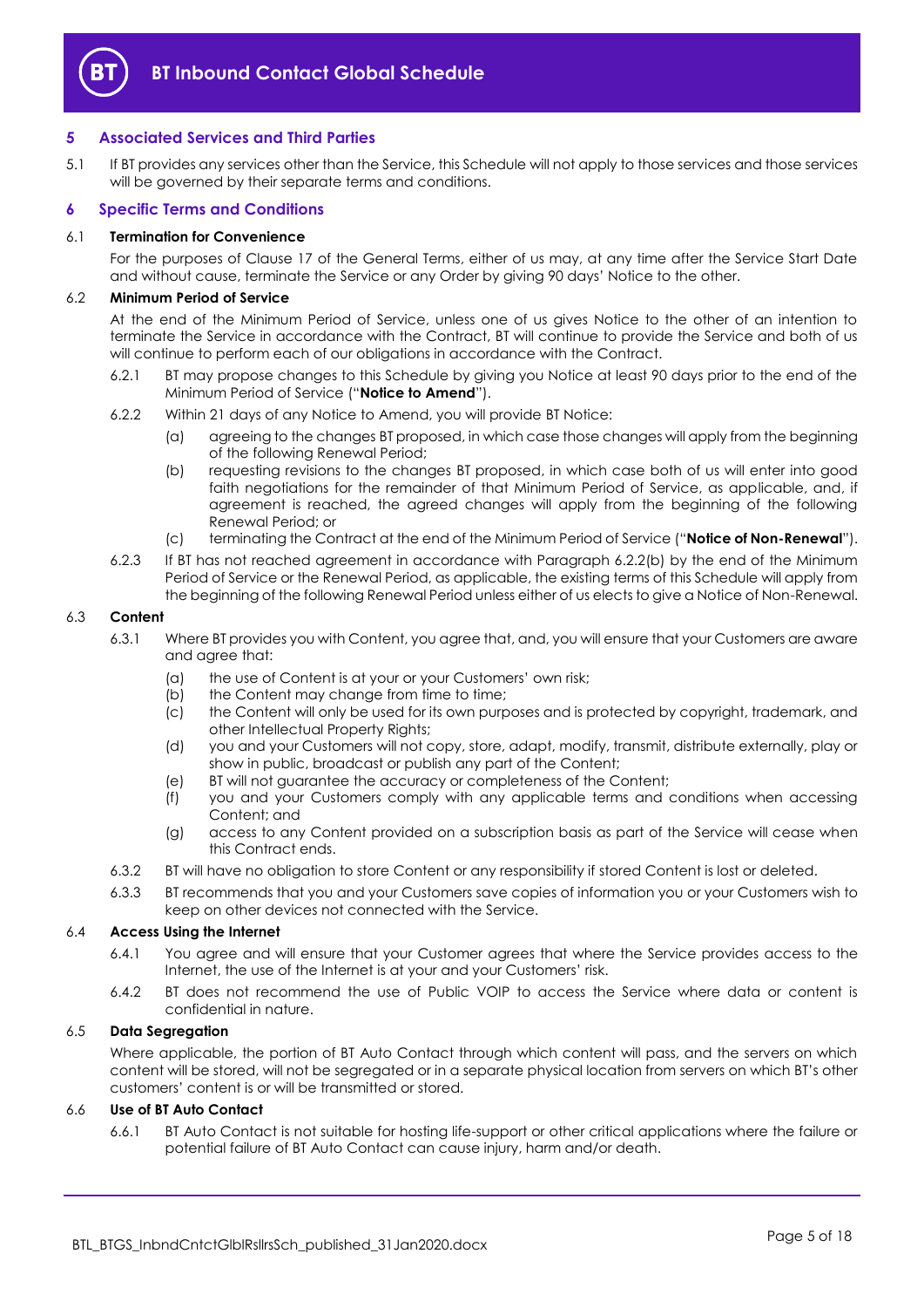## 5 Associated Services and Third Parties

5.1 If BT provides any services other than the Service, this Schedule will not apply to those services and those services will be governed by their separate terms and conditions.

## 6 Specific Terms and Conditions

### 6.1 Termination for Convenience

For the purposes of Clause 17 of the General Terms, either of us may, at any time after the Service Start Date and without cause, terminate the Service or any Order by giving 90 days' Notice to the other.

### 6.2 Minimum Period of Service

At the end of the Minimum Period of Service, unless one of us gives Notice to the other of an intention to terminate the Service in accordance with the Contract, BT will continue to provide the Service and both of us will continue to perform each of our obligations in accordance with the Contract.

6.2.1 BT may propose changes to this Schedule by giving you Notice at least 90 days prior to the end of the Minimum Period of Service ("**Notice to Amend**").

6.2.2 Within 21 days of any Notice to Amend, you will provide BT Notice:

(a) agreeing to the changes BT proposed, in which case those changes will apply from the beginning of the following Renewal Period;

(b) requesting revisions to the changes BT proposed, in which case both of us will enter into good faith negotiations for the remainder of that Minimum Period of Service, as applicable, and, if agreement is reached, the agreed changes will apply from the beginning of the following Renewal Period; or

(c) terminating the Contract at the end of the Minimum Period of Service ("**Notice of Non-Renewal**").

6.2.3 If BT has not reached agreement in accordance with Paragraph 6.2.2(b) by the end of the Minimum Period of Service or the Renewal Period, as applicable, the existing terms of this Schedule will apply from the beginning of the following Renewal Period unless either of us elects to give a Notice of Non-Renewal.

### 6.3 Content

6.3.1 Where BT provides you with Content, you agree that, and, you will ensure that your Customers are aware and agree that:

(a) the use of Content is at your or your Customers' own risk;

(b) the Content may change from time to time;

(c) the Content will only be used for its own purposes and is protected by copyright, trademark, and other Intellectual Property Rights;

(d) you and your Customers will not copy, store, adapt, modify, transmit, distribute externally, play or show in public, broadcast or publish any part of the Content;

(e) BT will not guarantee the accuracy or completeness of the Content;

(f) you and your Customers comply with any applicable terms and conditions when accessing Content; and

(g) access to any Content provided on a subscription basis as part of the Service will cease when this Contract ends.

6.3.2 BT will have no obligation to store Content or any responsibility if stored Content is lost or deleted.

6.3.3 BT recommends that you and your Customers save copies of information you or your Customers wish to keep on other devices not connected with the Service.

### 6.4 Access Using the Internet

6.4.1 You agree and will ensure that your Customer agrees that where the Service provides access to the Internet, the use of the Internet is at your and your Customers' risk.

6.4.2 BT does not recommend the use of Public VOIP to access the Service where data or content is confidential in nature.

### 6.5 Data Segregation

Where applicable, the portion of BT Auto Contact through which content will pass, and the servers on which content will be stored, will not be segregated or in a separate physical location from servers on which BT's other customers' content is or will be transmitted or stored.

### 6.6 Use of BT Auto Contact

6.6.1 BT Auto Contact is not suitable for hosting life-support or other critical applications where the failure or potential failure of BT Auto Contact can cause injury, harm and/or death.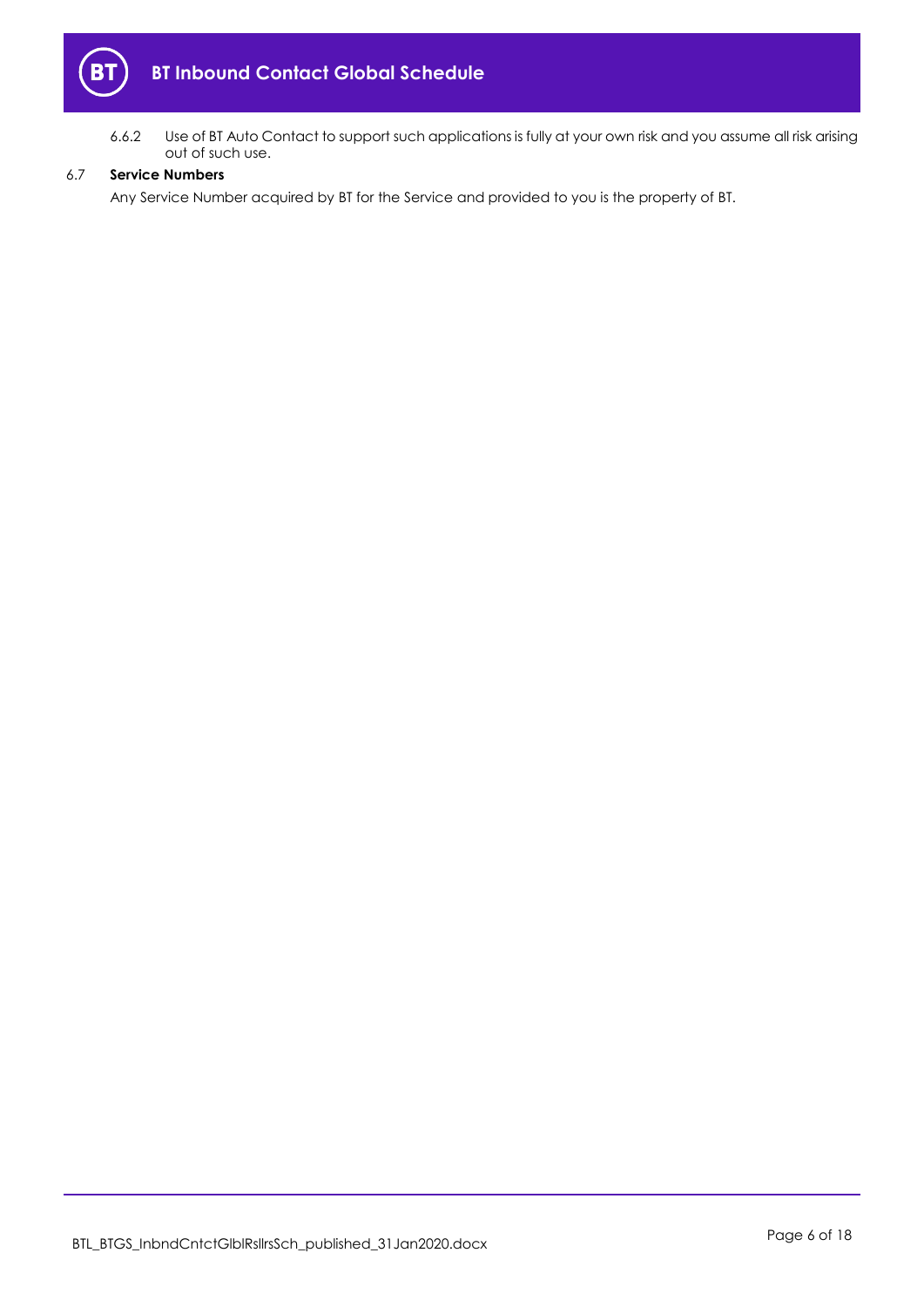6.6.2 Use of BT Auto Contact to support such applications is fully at your own risk and you assume all risk arising out of such use.

### 6.7 Service Numbers

Any Service Number acquired by BT for the Service and provided to you is the property of BT.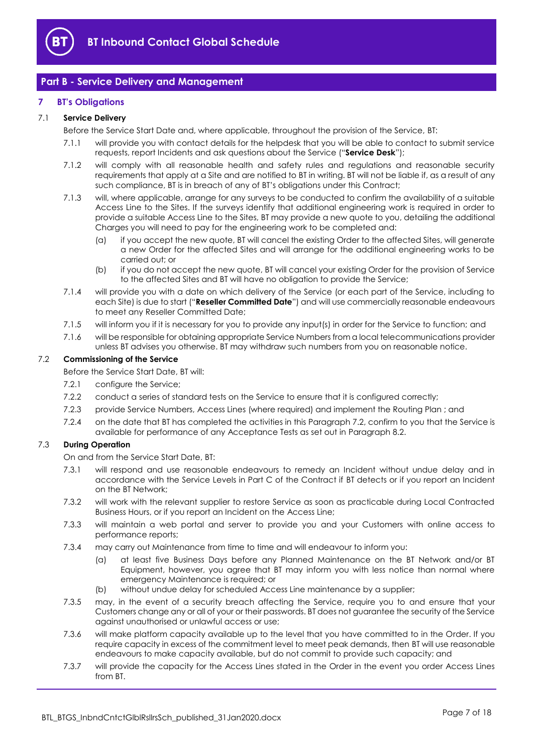## Part B - Service Delivery and Management

### 7 BT's Obligations

7.1 **Service Delivery**

Before the Service Start Date and, where applicable, throughout the provision of the Service, BT:

7.1.1 will provide you with contact details for the helpdesk that you will be able to contact to submit service requests, report Incidents and ask questions about the Service ("**Service Desk**");

7.1.2 will comply with all reasonable health and safety rules and regulations and reasonable security requirements that apply at a Site and are notified to BT in writing. BT will not be liable if, as a result of any such compliance, BT is in breach of any of BT's obligations under this Contract;

7.1.3 will, where applicable, arrange for any surveys to be conducted to confirm the availability of a suitable Access Line to the Sites. If the surveys identify that additional engineering work is required in order to provide a suitable Access Line to the Sites, BT may provide a new quote to you, detailing the additional Charges you will need to pay for the engineering work to be completed and:

(a) if you accept the new quote, BT will cancel the existing Order to the affected Sites, will generate a new Order for the affected Sites and will arrange for the additional engineering works to be carried out; or

(b) if you do not accept the new quote, BT will cancel your existing Order for the provision of Service to the affected Sites and BT will have no obligation to provide the Service;

7.1.4 will provide you with a date on which delivery of the Service (or each part of the Service, including to each Site) is due to start ("**Reseller Committed Date**") and will use commercially reasonable endeavours to meet any Reseller Committed Date;

7.1.5 will inform you if it is necessary for you to provide any input(s) in order for the Service to function; and

7.1.6 will be responsible for obtaining appropriate Service Numbers from a local telecommunications provider unless BT advises you otherwise. BT may withdraw such numbers from you on reasonable notice.

7.2 **Commissioning of the Service**

Before the Service Start Date, BT will:

7.2.1 configure the Service;

7.2.2 conduct a series of standard tests on the Service to ensure that it is configured correctly;

7.2.3 provide Service Numbers, Access Lines (where required) and implement the Routing Plan ; and

7.2.4 on the date that BT has completed the activities in this Paragraph 7.2, confirm to you that the Service is available for performance of any Acceptance Tests as set out in Paragraph 8.2.

7.3 **During Operation**

On and from the Service Start Date, BT:

7.3.1 will respond and use reasonable endeavours to remedy an Incident without undue delay and in accordance with the Service Levels in Part C of the Contract if BT detects or if you report an Incident on the BT Network;

7.3.2 will work with the relevant supplier to restore Service as soon as practicable during Local Contracted Business Hours, or if you report an Incident on the Access Line;

7.3.3 will maintain a web portal and server to provide you and your Customers with online access to performance reports;

7.3.4 may carry out Maintenance from time to time and will endeavour to inform you:

(a) at least five Business Days before any Planned Maintenance on the BT Network and/or BT Equipment, however, you agree that BT may inform you with less notice than normal where emergency Maintenance is required; or

(b) without undue delay for scheduled Access Line maintenance by a supplier;

7.3.5 may, in the event of a security breach affecting the Service, require you to and ensure that your Customers change any or all of your or their passwords. BT does not guarantee the security of the Service against unauthorised or unlawful access or use;

7.3.6 will make platform capacity available up to the level that you have committed to in the Order. If you require capacity in excess of the commitment level to meet peak demands, then BT will use reasonable endeavours to make capacity available, but do not commit to provide such capacity; and

7.3.7 will provide the capacity for the Access Lines stated in the Order in the event you order Access Lines from BT.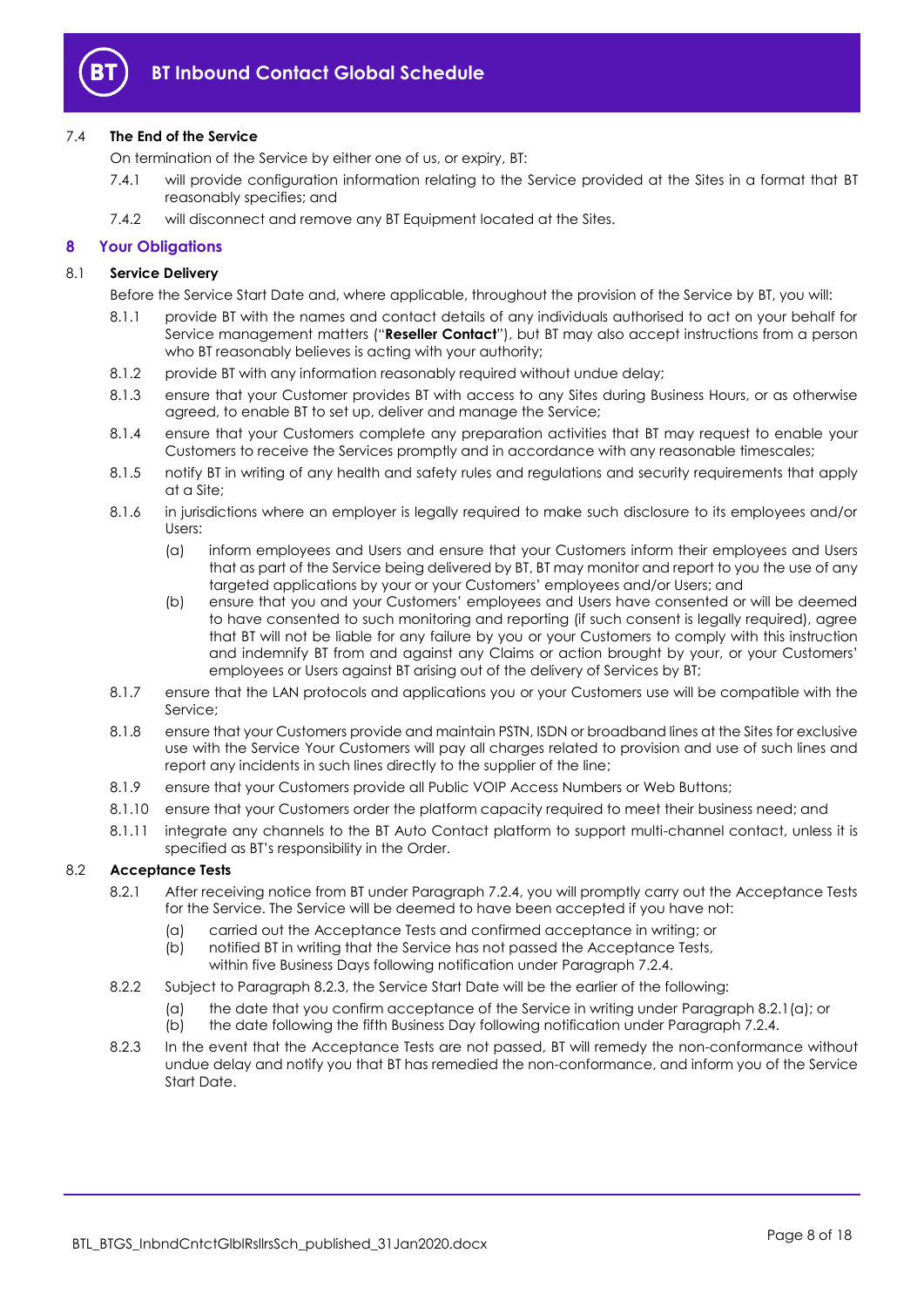### 7.4 The End of the Service

On termination of the Service by either one of us, or expiry, BT:

7.4.1 will provide configuration information relating to the Service provided at the Sites in a format that BT reasonably specifies; and

7.4.2 will disconnect and remove any BT Equipment located at the Sites.

## 8 Your Obligations

### 8.1 Service Delivery

Before the Service Start Date and, where applicable, throughout the provision of the Service by BT, you will:

8.1.1 provide BT with the names and contact details of any individuals authorised to act on your behalf for Service management matters ("**Reseller Contact**"), but BT may also accept instructions from a person who BT reasonably believes is acting with your authority;

8.1.2 provide BT with any information reasonably required without undue delay;

8.1.3 ensure that your Customer provides BT with access to any Sites during Business Hours, or as otherwise agreed, to enable BT to set up, deliver and manage the Service;

8.1.4 ensure that your Customers complete any preparation activities that BT may request to enable your Customers to receive the Services promptly and in accordance with any reasonable timescales;

8.1.5 notify BT in writing of any health and safety rules and regulations and security requirements that apply at a Site;

8.1.6 in jurisdictions where an employer is legally required to make such disclosure to its employees and/or Users:

(a) inform employees and Users and ensure that your Customers inform their employees and Users that as part of the Service being delivered by BT, BT may monitor and report to you the use of any targeted applications by your or your Customers' employees and/or Users; and

(b) ensure that you and your Customers' employees and Users have consented or will be deemed to have consented to such monitoring and reporting (if such consent is legally required), agree that BT will not be liable for any failure by you or your Customers to comply with this instruction and indemnify BT from and against any Claims or action brought by your, or your Customers' employees or Users against BT arising out of the delivery of Services by BT;

8.1.7 ensure that the LAN protocols and applications you or your Customers use will be compatible with the Service;

8.1.8 ensure that your Customers provide and maintain PSTN, ISDN or broadband lines at the Sites for exclusive use with the Service Your Customers will pay all charges related to provision and use of such lines and report any incidents in such lines directly to the supplier of the line;

8.1.9 ensure that your Customers provide all Public VOIP Access Numbers or Web Buttons;

8.1.10 ensure that your Customers order the platform capacity required to meet their business need; and

8.1.11 integrate any channels to the BT Auto Contact platform to support multi-channel contact, unless it is specified as BT's responsibility in the Order.

### 8.2 Acceptance Tests

8.2.1 After receiving notice from BT under Paragraph 7.2.4, you will promptly carry out the Acceptance Tests for the Service. The Service will be deemed to have been accepted if you have not:

(a) carried out the Acceptance Tests and confirmed acceptance in writing; or

(b) notified BT in writing that the Service has not passed the Acceptance Tests,

within five Business Days following notification under Paragraph 7.2.4.

8.2.2 Subject to Paragraph 8.2.3, the Service Start Date will be the earlier of the following:

(a) the date that you confirm acceptance of the Service in writing under Paragraph 8.2.1(a); or

(b) the date following the fifth Business Day following notification under Paragraph 7.2.4.

8.2.3 In the event that the Acceptance Tests are not passed, BT will remedy the non-conformance without undue delay and notify you that BT has remedied the non-conformance, and inform you of the Service Start Date.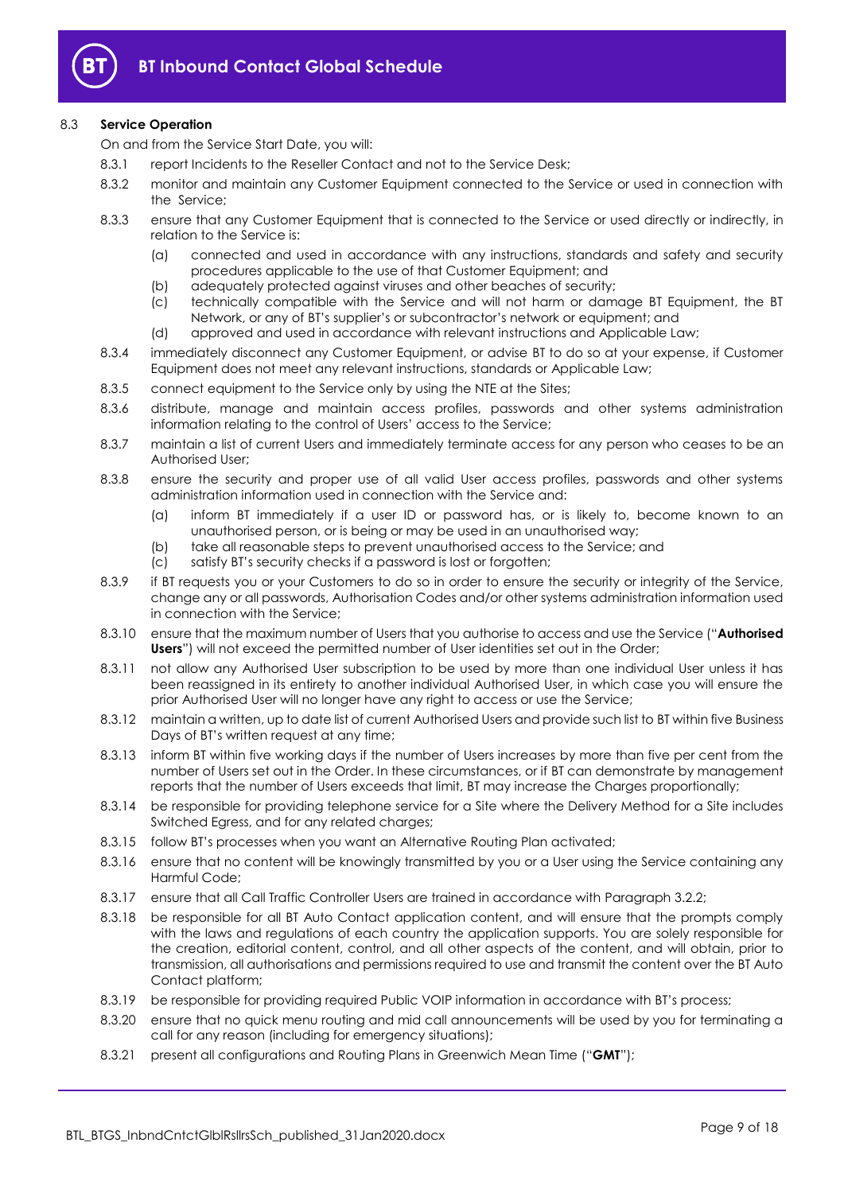### 8.3 **Service Operation**

On and from the Service Start Date, you will:

8.3.1 report Incidents to the Reseller Contact and not to the Service Desk;

8.3.2 monitor and maintain any Customer Equipment connected to the Service or used in connection with the Service;

8.3.3 ensure that any Customer Equipment that is connected to the Service or used directly or indirectly, in relation to the Service is:

(a) connected and used in accordance with any instructions, standards and safety and security procedures applicable to the use of that Customer Equipment; and

(b) adequately protected against viruses and other beaches of security;

(c) technically compatible with the Service and will not harm or damage BT Equipment, the BT Network, or any of BT's supplier's or subcontractor's network or equipment; and

(d) approved and used in accordance with relevant instructions and Applicable Law;

8.3.4 immediately disconnect any Customer Equipment, or advise BT to do so at your expense, if Customer Equipment does not meet any relevant instructions, standards or Applicable Law;

8.3.5 connect equipment to the Service only by using the NTE at the Sites;

8.3.6 distribute, manage and maintain access profiles, passwords and other systems administration information relating to the control of Users' access to the Service;

8.3.7 maintain a list of current Users and immediately terminate access for any person who ceases to be an Authorised User;

8.3.8 ensure the security and proper use of all valid User access profiles, passwords and other systems administration information used in connection with the Service and:

(a) inform BT immediately if a user ID or password has, or is likely to, become known to an unauthorised person, or is being or may be used in an unauthorised way;

(b) take all reasonable steps to prevent unauthorised access to the Service; and

(c) satisfy BT's security checks if a password is lost or forgotten;

8.3.9 if BT requests you or your Customers to do so in order to ensure the security or integrity of the Service, change any or all passwords, Authorisation Codes and/or other systems administration information used in connection with the Service;

8.3.10 ensure that the maximum number of Users that you authorise to access and use the Service ("**Authorised Users**") will not exceed the permitted number of User identities set out in the Order;

8.3.11 not allow any Authorised User subscription to be used by more than one individual User unless it has been reassigned in its entirety to another individual Authorised User, in which case you will ensure the prior Authorised User will no longer have any right to access or use the Service;

8.3.12 maintain a written, up to date list of current Authorised Users and provide such list to BT within five Business Days of BT's written request at any time;

8.3.13 inform BT within five working days if the number of Users increases by more than five per cent from the number of Users set out in the Order. In these circumstances, or if BT can demonstrate by management reports that the number of Users exceeds that limit, BT may increase the Charges proportionally;

8.3.14 be responsible for providing telephone service for a Site where the Delivery Method for a Site includes Switched Egress, and for any related charges;

8.3.15 follow BT's processes when you want an Alternative Routing Plan activated;

8.3.16 ensure that no content will be knowingly transmitted by you or a User using the Service containing any Harmful Code;

8.3.17 ensure that all Call Traffic Controller Users are trained in accordance with Paragraph 3.2.2;

8.3.18 be responsible for all BT Auto Contact application content, and will ensure that the prompts comply with the laws and regulations of each country the application supports. You are solely responsible for the creation, editorial content, control, and all other aspects of the content, and will obtain, prior to transmission, all authorisations and permissions required to use and transmit the content over the BT Auto Contact platform;

8.3.19 be responsible for providing required Public VOIP information in accordance with BT's process;

8.3.20 ensure that no quick menu routing and mid call announcements will be used by you for terminating a call for any reason (including for emergency situations);

8.3.21 present all configurations and Routing Plans in Greenwich Mean Time ("**GMT**");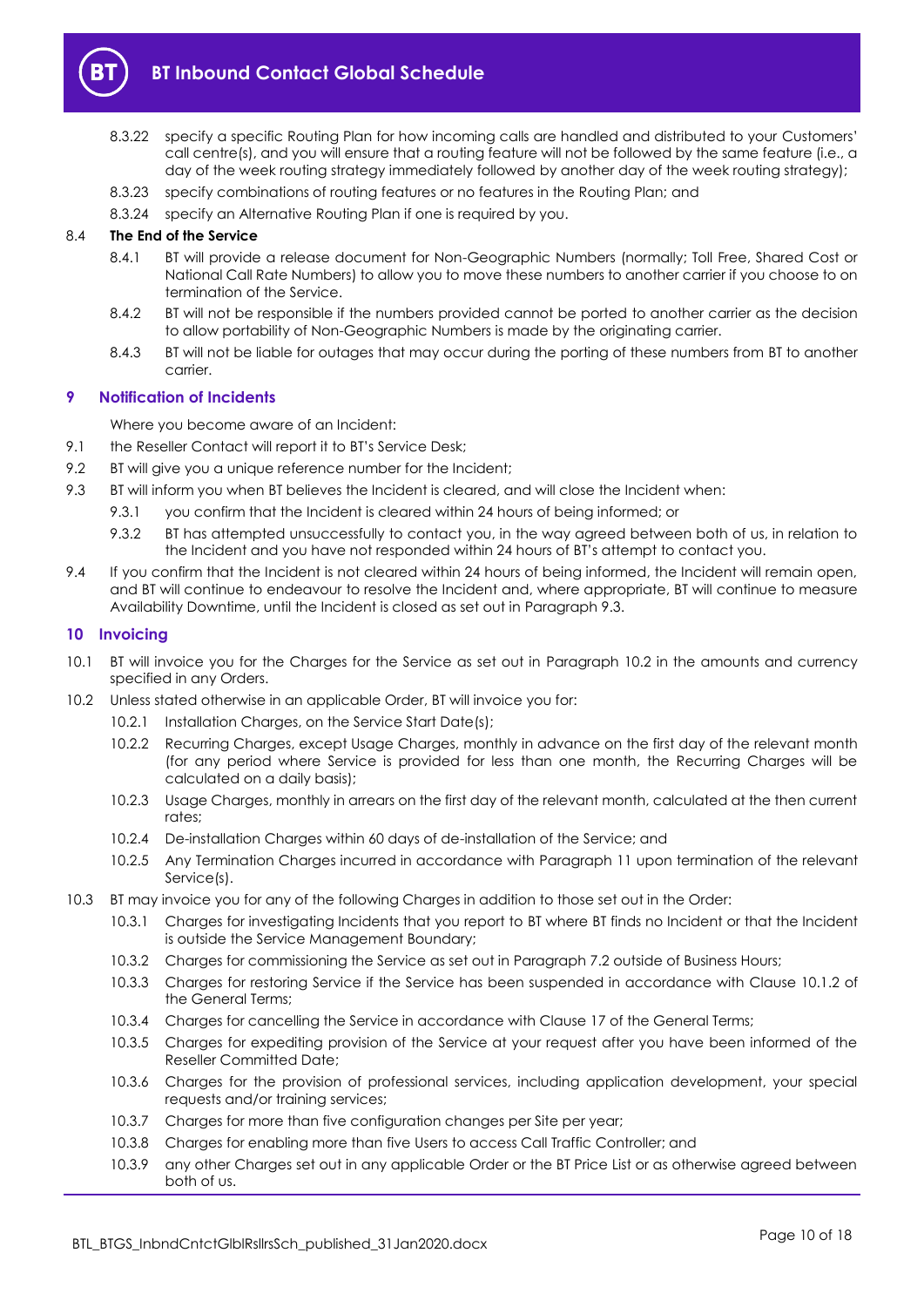8.3.22 specify a specific Routing Plan for how incoming calls are handled and distributed to your Customers' call centre(s), and you will ensure that a routing feature will not be followed by the same feature (i.e., a day of the week routing strategy immediately followed by another day of the week routing strategy);

8.3.23 specify combinations of routing features or no features in the Routing Plan; and

8.3.24 specify an Alternative Routing Plan if one is required by you.

8.4 **The End of the Service**

8.4.1 BT will provide a release document for Non-Geographic Numbers (normally; Toll Free, Shared Cost or National Call Rate Numbers) to allow you to move these numbers to another carrier if you choose to on termination of the Service.

8.4.2 BT will not be responsible if the numbers provided cannot be ported to another carrier as the decision to allow portability of Non-Geographic Numbers is made by the originating carrier.

8.4.3 BT will not be liable for outages that may occur during the porting of these numbers from BT to another carrier.

## 9 Notification of Incidents

Where you become aware of an Incident:

9.1 the Reseller Contact will report it to BT's Service Desk;

9.2 BT will give you a unique reference number for the Incident;

9.3 BT will inform you when BT believes the Incident is cleared, and will close the Incident when:

9.3.1 you confirm that the Incident is cleared within 24 hours of being informed; or

9.3.2 BT has attempted unsuccessfully to contact you, in the way agreed between both of us, in relation to the Incident and you have not responded within 24 hours of BT's attempt to contact you.

9.4 If you confirm that the Incident is not cleared within 24 hours of being informed, the Incident will remain open, and BT will continue to endeavour to resolve the Incident and, where appropriate, BT will continue to measure Availability Downtime, until the Incident is closed as set out in Paragraph 9.3.

## 10 Invoicing

10.1 BT will invoice you for the Charges for the Service as set out in Paragraph 10.2 in the amounts and currency specified in any Orders.

10.2 Unless stated otherwise in an applicable Order, BT will invoice you for:

10.2.1 Installation Charges, on the Service Start Date(s);

10.2.2 Recurring Charges, except Usage Charges, monthly in advance on the first day of the relevant month (for any period where Service is provided for less than one month, the Recurring Charges will be calculated on a daily basis);

10.2.3 Usage Charges, monthly in arrears on the first day of the relevant month, calculated at the then current rates;

10.2.4 De-installation Charges within 60 days of de-installation of the Service; and

10.2.5 Any Termination Charges incurred in accordance with Paragraph 11 upon termination of the relevant Service(s).

10.3 BT may invoice you for any of the following Charges in addition to those set out in the Order:

10.3.1 Charges for investigating Incidents that you report to BT where BT finds no Incident or that the Incident is outside the Service Management Boundary;

10.3.2 Charges for commissioning the Service as set out in Paragraph 7.2 outside of Business Hours;

10.3.3 Charges for restoring Service if the Service has been suspended in accordance with Clause 10.1.2 of the General Terms;

10.3.4 Charges for cancelling the Service in accordance with Clause 17 of the General Terms;

10.3.5 Charges for expediting provision of the Service at your request after you have been informed of the Reseller Committed Date;

10.3.6 Charges for the provision of professional services, including application development, your special requests and/or training services;

10.3.7 Charges for more than five configuration changes per Site per year;

10.3.8 Charges for enabling more than five Users to access Call Traffic Controller; and

10.3.9 any other Charges set out in any applicable Order or the BT Price List or as otherwise agreed between both of us.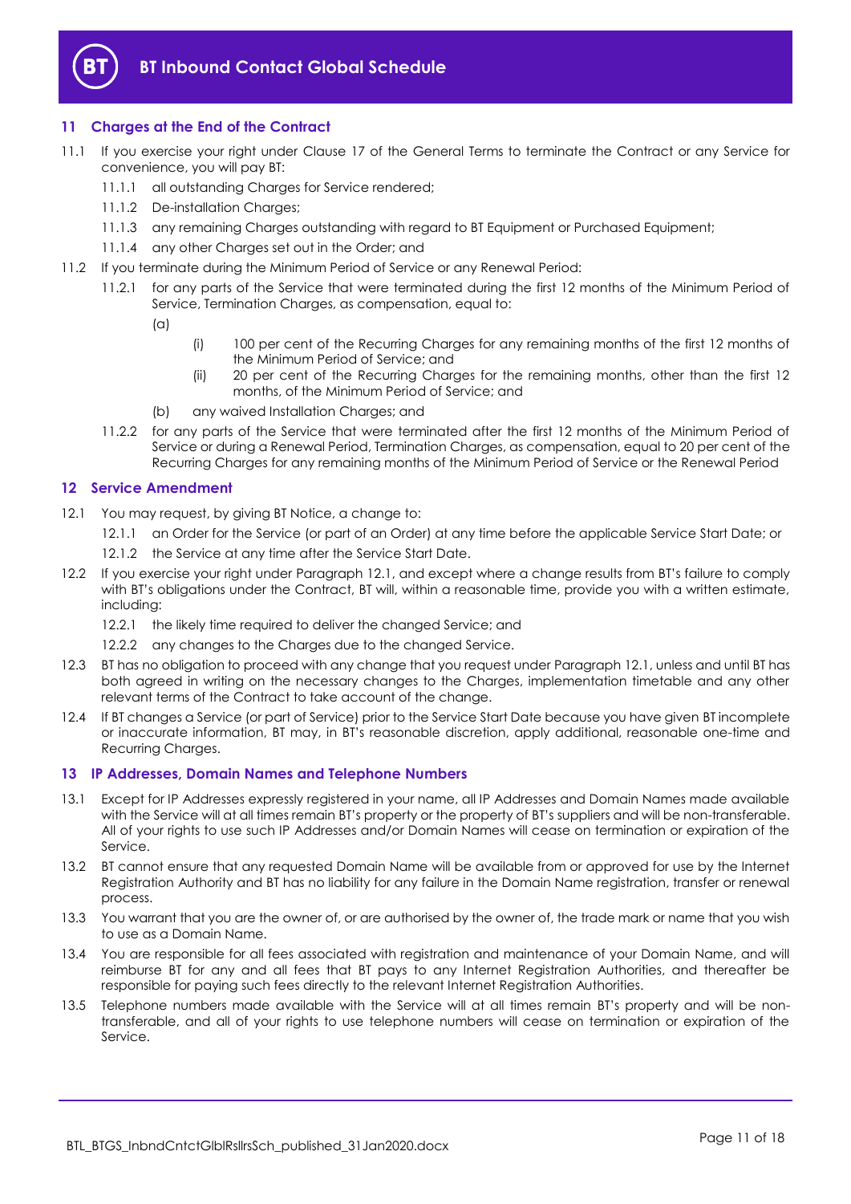## 11 Charges at the End of the Contract

11.1 If you exercise your right under Clause 17 of the General Terms to terminate the Contract or any Service for convenience, you will pay BT:

11.1.1 all outstanding Charges for Service rendered;

11.1.2 De-installation Charges;

11.1.3 any remaining Charges outstanding with regard to BT Equipment or Purchased Equipment;

11.1.4 any other Charges set out in the Order; and

11.2 If you terminate during the Minimum Period of Service or any Renewal Period:

11.2.1 for any parts of the Service that were terminated during the first 12 months of the Minimum Period of Service, Termination Charges, as compensation, equal to:

(a)

(i) 100 per cent of the Recurring Charges for any remaining months of the first 12 months of the Minimum Period of Service; and

(ii) 20 per cent of the Recurring Charges for the remaining months, other than the first 12 months, of the Minimum Period of Service; and

(b) any waived Installation Charges; and

11.2.2 for any parts of the Service that were terminated after the first 12 months of the Minimum Period of Service or during a Renewal Period, Termination Charges, as compensation, equal to 20 per cent of the Recurring Charges for any remaining months of the Minimum Period of Service or the Renewal Period

## 12 Service Amendment

12.1 You may request, by giving BT Notice, a change to:

12.1.1 an Order for the Service (or part of an Order) at any time before the applicable Service Start Date; or

12.1.2 the Service at any time after the Service Start Date.

12.2 If you exercise your right under Paragraph 12.1, and except where a change results from BT's failure to comply with BT's obligations under the Contract, BT will, within a reasonable time, provide you with a written estimate, including:

12.2.1 the likely time required to deliver the changed Service; and

12.2.2 any changes to the Charges due to the changed Service.

12.3 BT has no obligation to proceed with any change that you request under Paragraph 12.1, unless and until BT has both agreed in writing on the necessary changes to the Charges, implementation timetable and any other relevant terms of the Contract to take account of the change.

12.4 If BT changes a Service (or part of Service) prior to the Service Start Date because you have given BT incomplete or inaccurate information, BT may, in BT's reasonable discretion, apply additional, reasonable one-time and Recurring Charges.

## 13 IP Addresses, Domain Names and Telephone Numbers

13.1 Except for IP Addresses expressly registered in your name, all IP Addresses and Domain Names made available with the Service will at all times remain BT's property or the property of BT's suppliers and will be non-transferable. All of your rights to use such IP Addresses and/or Domain Names will cease on termination or expiration of the Service.

13.2 BT cannot ensure that any requested Domain Name will be available from or approved for use by the Internet Registration Authority and BT has no liability for any failure in the Domain Name registration, transfer or renewal process.

13.3 You warrant that you are the owner of, or are authorised by the owner of, the trade mark or name that you wish to use as a Domain Name.

13.4 You are responsible for all fees associated with registration and maintenance of your Domain Name, and will reimburse BT for any and all fees that BT pays to any Internet Registration Authorities, and thereafter be responsible for paying such fees directly to the relevant Internet Registration Authorities.

13.5 Telephone numbers made available with the Service will at all times remain BT's property and will be non-transferable, and all of your rights to use telephone numbers will cease on termination or expiration of the Service.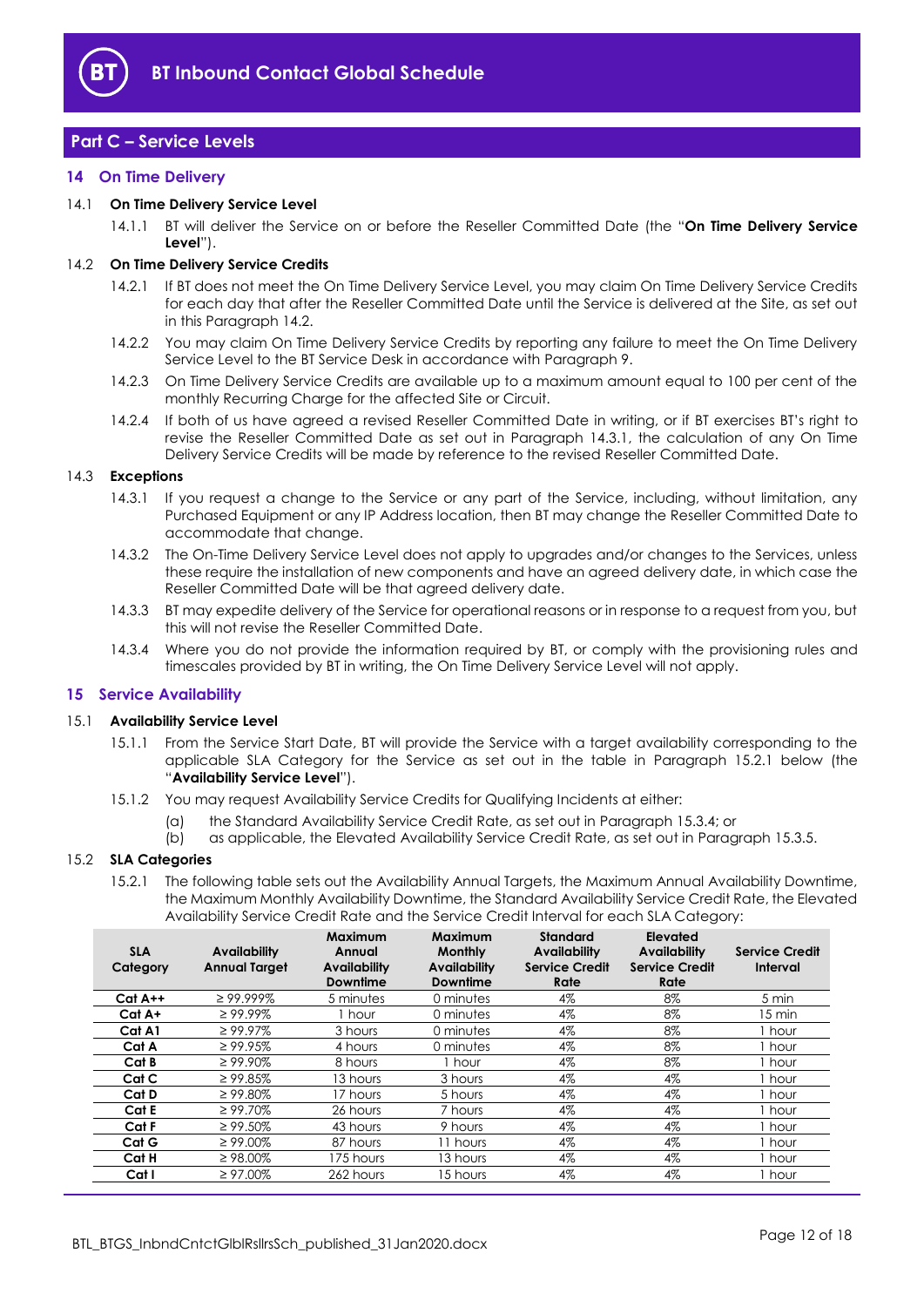## Part C – Service Levels

### 14 On Time Delivery

#### 14.1 On Time Delivery Service Level

14.1.1 BT will deliver the Service on or before the Reseller Committed Date (the "**On Time Delivery Service Level**").

#### 14.2 On Time Delivery Service Credits

14.2.1 If BT does not meet the On Time Delivery Service Level, you may claim On Time Delivery Service Credits for each day that after the Reseller Committed Date until the Service is delivered at the Site, as set out in this Paragraph 14.2.

14.2.2 You may claim On Time Delivery Service Credits by reporting any failure to meet the On Time Delivery Service Level to the BT Service Desk in accordance with Paragraph 9.

14.2.3 On Time Delivery Service Credits are available up to a maximum amount equal to 100 per cent of the monthly Recurring Charge for the affected Site or Circuit.

14.2.4 If both of us have agreed a revised Reseller Committed Date in writing, or if BT exercises BT's right to revise the Reseller Committed Date as set out in Paragraph 14.3.1, the calculation of any On Time Delivery Service Credits will be made by reference to the revised Reseller Committed Date.

#### 14.3 Exceptions

14.3.1 If you request a change to the Service or any part of the Service, including, without limitation, any Purchased Equipment or any IP Address location, then BT may change the Reseller Committed Date to accommodate that change.

14.3.2 The On-Time Delivery Service Level does not apply to upgrades and/or changes to the Services, unless these require the installation of new components and have an agreed delivery date, in which case the Reseller Committed Date will be that agreed delivery date.

14.3.3 BT may expedite delivery of the Service for operational reasons or in response to a request from you, but this will not revise the Reseller Committed Date.

14.3.4 Where you do not provide the information required by BT, or comply with the provisioning rules and timescales provided by BT in writing, the On Time Delivery Service Level will not apply.

### 15 Service Availability

#### 15.1 Availability Service Level

15.1.1 From the Service Start Date, BT will provide the Service with a target availability corresponding to the applicable SLA Category for the Service as set out in the table in Paragraph 15.2.1 below (the "**Availability Service Level**").

15.1.2 You may request Availability Service Credits for Qualifying Incidents at either:

(a) the Standard Availability Service Credit Rate, as set out in Paragraph 15.3.4; or

(b) as applicable, the Elevated Availability Service Credit Rate, as set out in Paragraph 15.3.5.

#### 15.2 SLA Categories

15.2.1 The following table sets out the Availability Annual Targets, the Maximum Annual Availability Downtime, the Maximum Monthly Availability Downtime, the Standard Availability Service Credit Rate, the Elevated Availability Service Credit Rate and the Service Credit Interval for each SLA Category:

| SLA Category | Availability Annual Target | Maximum Annual Availability Downtime | Maximum Monthly Availability Downtime | Standard Availability Service Credit Rate | Elevated Availability Service Credit Rate | Service Credit Interval |
|---|---|---|---|---|---|---|
| **Cat A++** | ≥ 99.999% | 5 minutes | 0 minutes | 4% | 8% | 5 min |
| **Cat A+** | ≥ 99.99% | 1 hour | 0 minutes | 4% | 8% | 15 min |
| **Cat A1** | ≥ 99.97% | 3 hours | 0 minutes | 4% | 8% | 1 hour |
| **Cat A** | ≥ 99.95% | 4 hours | 0 minutes | 4% | 8% | 1 hour |
| **Cat B** | ≥ 99.90% | 8 hours | 1 hour | 4% | 8% | 1 hour |
| **Cat C** | ≥ 99.85% | 13 hours | 3 hours | 4% | 4% | 1 hour |
| **Cat D** | ≥ 99.80% | 17 hours | 5 hours | 4% | 4% | 1 hour |
| **Cat E** | ≥ 99.70% | 26 hours | 7 hours | 4% | 4% | 1 hour |
| **Cat F** | ≥ 99.50% | 43 hours | 9 hours | 4% | 4% | 1 hour |
| **Cat G** | ≥ 99.00% | 87 hours | 11 hours | 4% | 4% | 1 hour |
| **Cat H** | ≥ 98.00% | 175 hours | 13 hours | 4% | 4% | 1 hour |
| **Cat I** | ≥ 97.00% | 262 hours | 15 hours | 4% | 4% | 1 hour |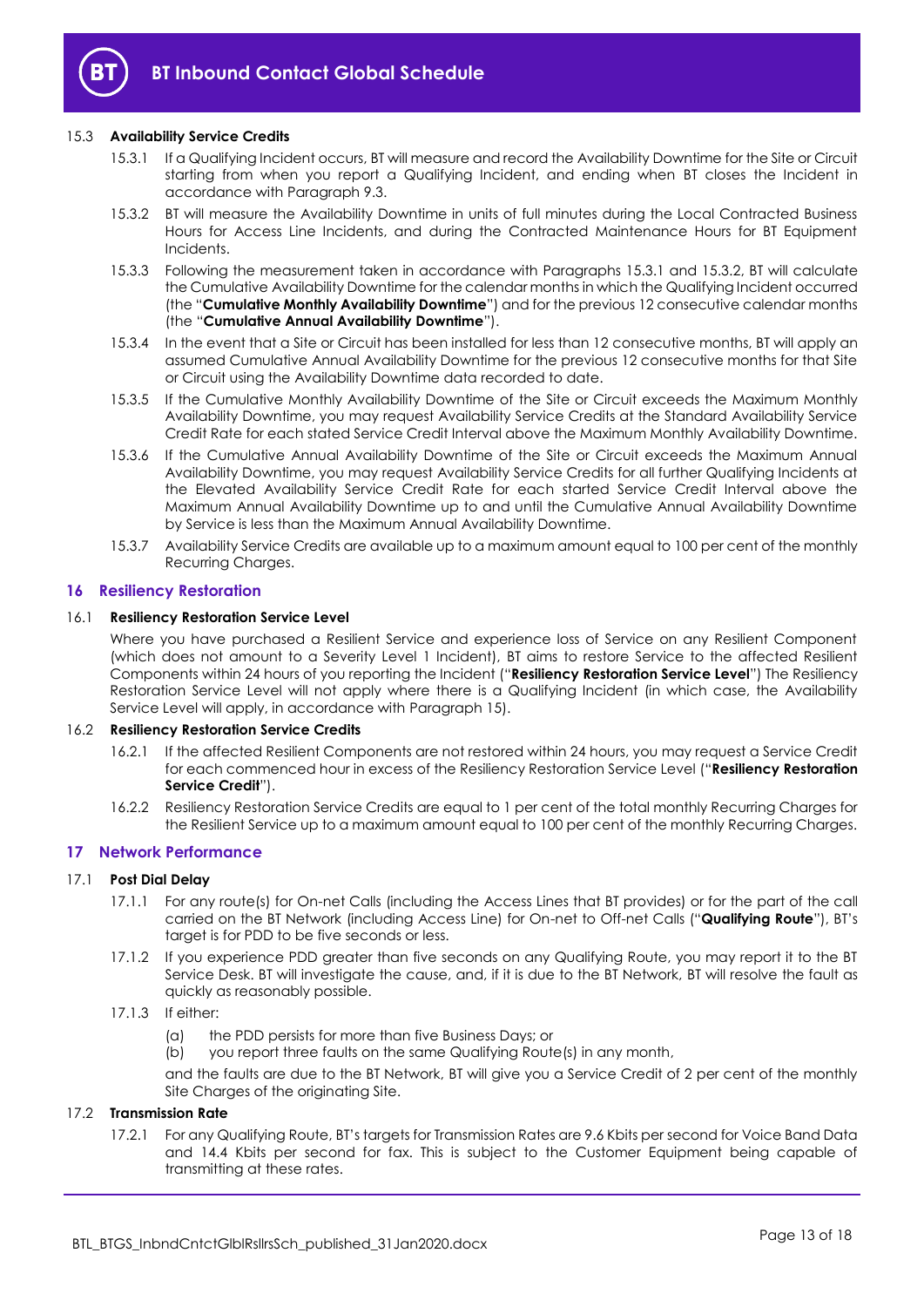### 15.3 Availability Service Credits

15.3.1 If a Qualifying Incident occurs, BT will measure and record the Availability Downtime for the Site or Circuit starting from when you report a Qualifying Incident, and ending when BT closes the Incident in accordance with Paragraph 9.3.

15.3.2 BT will measure the Availability Downtime in units of full minutes during the Local Contracted Business Hours for Access Line Incidents, and during the Contracted Maintenance Hours for BT Equipment Incidents.

15.3.3 Following the measurement taken in accordance with Paragraphs 15.3.1 and 15.3.2, BT will calculate the Cumulative Availability Downtime for the calendar months in which the Qualifying Incident occurred (the "**Cumulative Monthly Availability Downtime**") and for the previous 12 consecutive calendar months (the "**Cumulative Annual Availability Downtime**").

15.3.4 In the event that a Site or Circuit has been installed for less than 12 consecutive months, BT will apply an assumed Cumulative Annual Availability Downtime for the previous 12 consecutive months for that Site or Circuit using the Availability Downtime data recorded to date.

15.3.5 If the Cumulative Monthly Availability Downtime of the Site or Circuit exceeds the Maximum Monthly Availability Downtime, you may request Availability Service Credits at the Standard Availability Service Credit Rate for each stated Service Credit Interval above the Maximum Monthly Availability Downtime.

15.3.6 If the Cumulative Annual Availability Downtime of the Site or Circuit exceeds the Maximum Annual Availability Downtime, you may request Availability Service Credits for all further Qualifying Incidents at the Elevated Availability Service Credit Rate for each started Service Credit Interval above the Maximum Annual Availability Downtime up to and until the Cumulative Annual Availability Downtime by Service is less than the Maximum Annual Availability Downtime.

15.3.7 Availability Service Credits are available up to a maximum amount equal to 100 per cent of the monthly Recurring Charges.

## 16 Resiliency Restoration

### 16.1 Resiliency Restoration Service Level

Where you have purchased a Resilient Service and experience loss of Service on any Resilient Component (which does not amount to a Severity Level 1 Incident), BT aims to restore Service to the affected Resilient Components within 24 hours of you reporting the Incident ("**Resiliency Restoration Service Level**") The Resiliency Restoration Service Level will not apply where there is a Qualifying Incident (in which case, the Availability Service Level will apply, in accordance with Paragraph 15).

### 16.2 Resiliency Restoration Service Credits

16.2.1 If the affected Resilient Components are not restored within 24 hours, you may request a Service Credit for each commenced hour in excess of the Resiliency Restoration Service Level ("**Resiliency Restoration Service Credit**").

16.2.2 Resiliency Restoration Service Credits are equal to 1 per cent of the total monthly Recurring Charges for the Resilient Service up to a maximum amount equal to 100 per cent of the monthly Recurring Charges.

## 17 Network Performance

### 17.1 Post Dial Delay

17.1.1 For any route(s) for On-net Calls (including the Access Lines that BT provides) or for the part of the call carried on the BT Network (including Access Line) for On-net to Off-net Calls ("**Qualifying Route**"), BT's target is for PDD to be five seconds or less.

17.1.2 If you experience PDD greater than five seconds on any Qualifying Route, you may report it to the BT Service Desk. BT will investigate the cause, and, if it is due to the BT Network, BT will resolve the fault as quickly as reasonably possible.

17.1.3 If either:

(a) the PDD persists for more than five Business Days; or
(b) you report three faults on the same Qualifying Route(s) in any month,

and the faults are due to the BT Network, BT will give you a Service Credit of 2 per cent of the monthly Site Charges of the originating Site.

### 17.2 Transmission Rate

17.2.1 For any Qualifying Route, BT's targets for Transmission Rates are 9.6 Kbits per second for Voice Band Data and 14.4 Kbits per second for fax. This is subject to the Customer Equipment being capable of transmitting at these rates.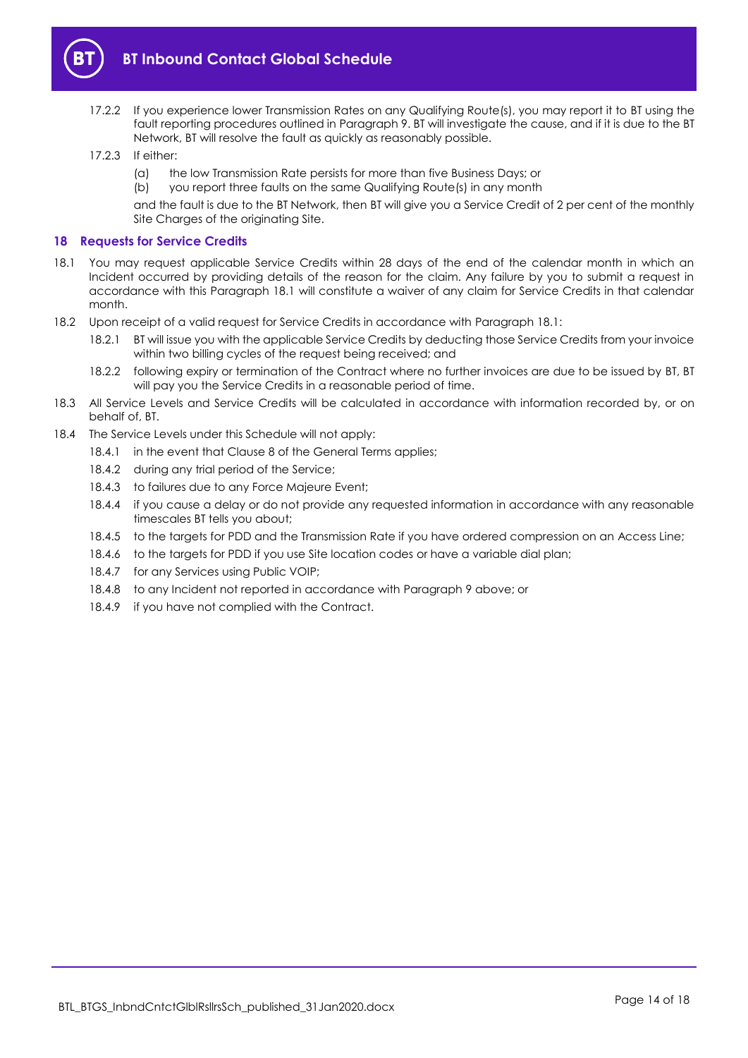17.2.2 If you experience lower Transmission Rates on any Qualifying Route(s), you may report it to BT using the fault reporting procedures outlined in Paragraph 9. BT will investigate the cause, and if it is due to the BT Network, BT will resolve the fault as quickly as reasonably possible.

17.2.3 If either:

(a) the low Transmission Rate persists for more than five Business Days; or

(b) you report three faults on the same Qualifying Route(s) in any month

and the fault is due to the BT Network, then BT will give you a Service Credit of 2 per cent of the monthly Site Charges of the originating Site.

## 18 Requests for Service Credits

18.1 You may request applicable Service Credits within 28 days of the end of the calendar month in which an Incident occurred by providing details of the reason for the claim. Any failure by you to submit a request in accordance with this Paragraph 18.1 will constitute a waiver of any claim for Service Credits in that calendar month.

18.2 Upon receipt of a valid request for Service Credits in accordance with Paragraph 18.1:

18.2.1 BT will issue you with the applicable Service Credits by deducting those Service Credits from your invoice within two billing cycles of the request being received; and

18.2.2 following expiry or termination of the Contract where no further invoices are due to be issued by BT, BT will pay you the Service Credits in a reasonable period of time.

18.3 All Service Levels and Service Credits will be calculated in accordance with information recorded by, or on behalf of, BT.

18.4 The Service Levels under this Schedule will not apply:

18.4.1 in the event that Clause 8 of the General Terms applies;

18.4.2 during any trial period of the Service;

18.4.3 to failures due to any Force Majeure Event;

18.4.4 if you cause a delay or do not provide any requested information in accordance with any reasonable timescales BT tells you about;

18.4.5 to the targets for PDD and the Transmission Rate if you have ordered compression on an Access Line;

18.4.6 to the targets for PDD if you use Site location codes or have a variable dial plan;

18.4.7 for any Services using Public VOIP;

18.4.8 to any Incident not reported in accordance with Paragraph 9 above; or

18.4.9 if you have not complied with the Contract.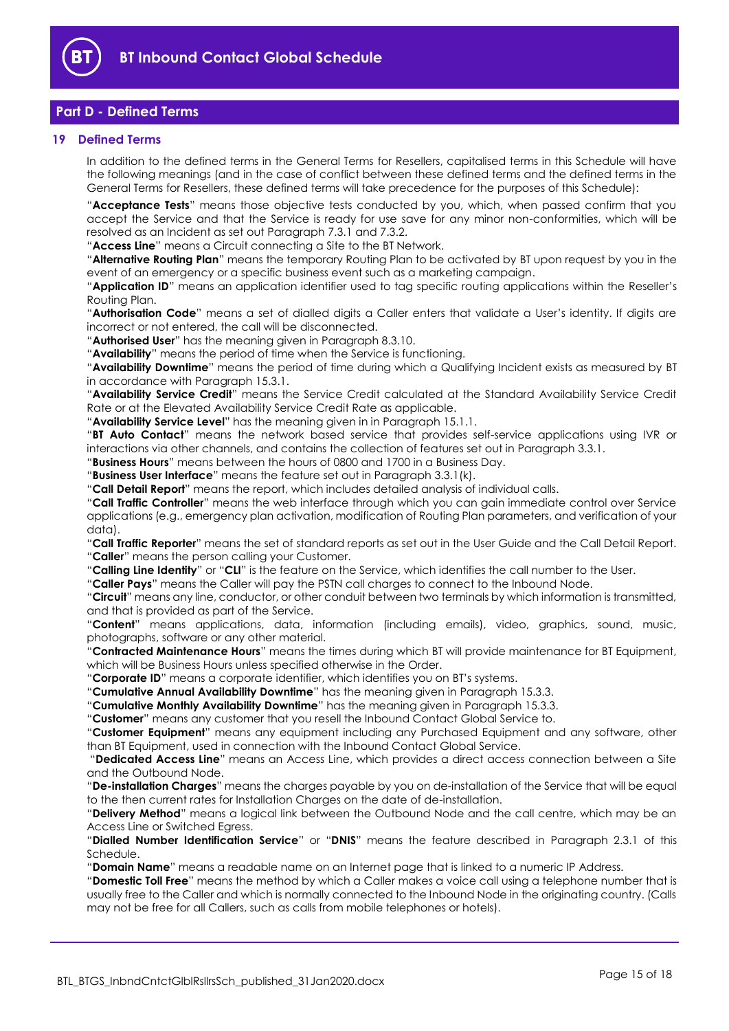## Part D - Defined Terms

### 19 Defined Terms

In addition to the defined terms in the General Terms for Resellers, capitalised terms in this Schedule will have the following meanings (and in the case of conflict between these defined terms and the defined terms in the General Terms for Resellers, these defined terms will take precedence for the purposes of this Schedule):

"**Acceptance Tests**" means those objective tests conducted by you, which, when passed confirm that you accept the Service and that the Service is ready for use save for any minor non-conformities, which will be resolved as an Incident as set out Paragraph 7.3.1 and 7.3.2.

"**Access Line**" means a Circuit connecting a Site to the BT Network.

"**Alternative Routing Plan**" means the temporary Routing Plan to be activated by BT upon request by you in the event of an emergency or a specific business event such as a marketing campaign.

"**Application ID**" means an application identifier used to tag specific routing applications within the Reseller's Routing Plan.

"**Authorisation Code**" means a set of dialled digits a Caller enters that validate a User's identity. If digits are incorrect or not entered, the call will be disconnected.

"**Authorised User**" has the meaning given in Paragraph 8.3.10.

"**Availability**" means the period of time when the Service is functioning.

"**Availability Downtime**" means the period of time during which a Qualifying Incident exists as measured by BT in accordance with Paragraph 15.3.1.

"**Availability Service Credit**" means the Service Credit calculated at the Standard Availability Service Credit Rate or at the Elevated Availability Service Credit Rate as applicable.

"**Availability Service Level**" has the meaning given in in Paragraph 15.1.1.

"**BT Auto Contact**" means the network based service that provides self-service applications using IVR or interactions via other channels, and contains the collection of features set out in Paragraph 3.3.1.

"**Business Hours**" means between the hours of 0800 and 1700 in a Business Day.

"**Business User Interface**" means the feature set out in Paragraph 3.3.1(k).

"**Call Detail Report**" means the report, which includes detailed analysis of individual calls.

"**Call Traffic Controller**" means the web interface through which you can gain immediate control over Service applications (e.g., emergency plan activation, modification of Routing Plan parameters, and verification of your data).

"**Call Traffic Reporter**" means the set of standard reports as set out in the User Guide and the Call Detail Report.

"**Caller**" means the person calling your Customer.

"**Calling Line Identity**" or "**CLI**" is the feature on the Service, which identifies the call number to the User.

"**Caller Pays**" means the Caller will pay the PSTN call charges to connect to the Inbound Node.

"**Circuit**" means any line, conductor, or other conduit between two terminals by which information is transmitted, and that is provided as part of the Service.

"**Content**" means applications, data, information (including emails), video, graphics, sound, music, photographs, software or any other material.

"**Contracted Maintenance Hours**" means the times during which BT will provide maintenance for BT Equipment, which will be Business Hours unless specified otherwise in the Order.

"**Corporate ID**" means a corporate identifier, which identifies you on BT's systems.

"**Cumulative Annual Availability Downtime**" has the meaning given in Paragraph 15.3.3.

"**Cumulative Monthly Availability Downtime**" has the meaning given in Paragraph 15.3.3.

"**Customer**" means any customer that you resell the Inbound Contact Global Service to.

"**Customer Equipment**" means any equipment including any Purchased Equipment and any software, other than BT Equipment, used in connection with the Inbound Contact Global Service.

"**Dedicated Access Line**" means an Access Line, which provides a direct access connection between a Site and the Outbound Node.

"**De-installation Charges**" means the charges payable by you on de-installation of the Service that will be equal to the then current rates for Installation Charges on the date of de-installation.

"**Delivery Method**" means a logical link between the Outbound Node and the call centre, which may be an Access Line or Switched Egress.

"**Dialled Number Identification Service**" or "**DNIS**" means the feature described in Paragraph 2.3.1 of this Schedule.

"**Domain Name**" means a readable name on an Internet page that is linked to a numeric IP Address.

"**Domestic Toll Free**" means the method by which a Caller makes a voice call using a telephone number that is usually free to the Caller and which is normally connected to the Inbound Node in the originating country. (Calls may not be free for all Callers, such as calls from mobile telephones or hotels).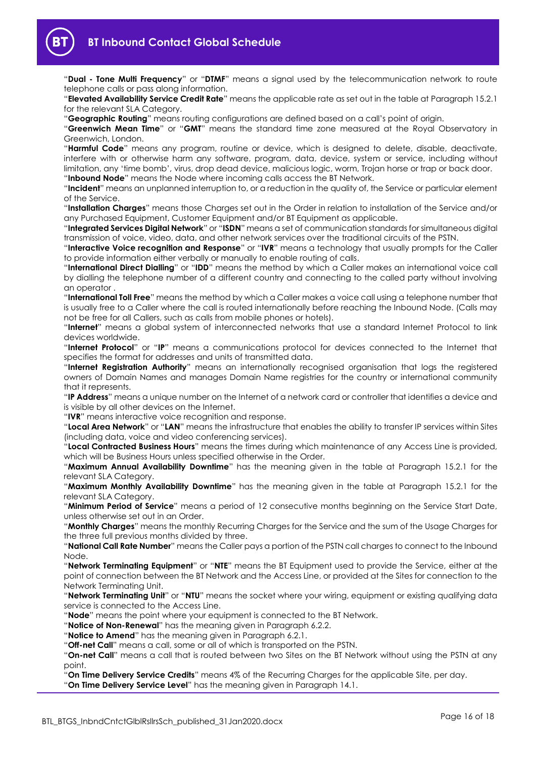"**Dual - Tone Multi Frequency**" or "**DTMF**" means a signal used by the telecommunication network to route telephone calls or pass along information.

"**Elevated Availability Service Credit Rate**" means the applicable rate as set out in the table at Paragraph 15.2.1 for the relevant SLA Category.

"**Geographic Routing**" means routing configurations are defined based on a call's point of origin.

"**Greenwich Mean Time**" or "**GMT**" means the standard time zone measured at the Royal Observatory in Greenwich, London.

"**Harmful Code**" means any program, routine or device, which is designed to delete, disable, deactivate, interfere with or otherwise harm any software, program, data, device, system or service, including without limitation, any 'time bomb', virus, drop dead device, malicious logic, worm, Trojan horse or trap or back door.

"**Inbound Node**" means the Node where incoming calls access the BT Network.

"**Incident**" means an unplanned interruption to, or a reduction in the quality of, the Service or particular element of the Service.

"**Installation Charges**" means those Charges set out in the Order in relation to installation of the Service and/or any Purchased Equipment, Customer Equipment and/or BT Equipment as applicable.

"**Integrated Services Digital Network**" or "**ISDN**" means a set of communication standards for simultaneous digital transmission of voice, video, data, and other network services over the traditional circuits of the PSTN.

"**Interactive Voice recognition and Response**" or "**IVR**" means a technology that usually prompts for the Caller to provide information either verbally or manually to enable routing of calls.

"**International Direct Dialling**" or "**IDD**" means the method by which a Caller makes an international voice call by dialling the telephone number of a different country and connecting to the called party without involving an operator .

"**International Toll Free**" means the method by which a Caller makes a voice call using a telephone number that is usually free to a Caller where the call is routed internationally before reaching the Inbound Node. (Calls may not be free for all Callers, such as calls from mobile phones or hotels).

"**Internet**" means a global system of interconnected networks that use a standard Internet Protocol to link devices worldwide.

"**Internet Protocol**" or "**IP**" means a communications protocol for devices connected to the Internet that specifies the format for addresses and units of transmitted data.

"**Internet Registration Authority**" means an internationally recognised organisation that logs the registered owners of Domain Names and manages Domain Name registries for the country or international community that it represents.

"**IP Address**" means a unique number on the Internet of a network card or controller that identifies a device and is visible by all other devices on the Internet.

"**IVR**" means interactive voice recognition and response.

"**Local Area Network**" or "**LAN**" means the infrastructure that enables the ability to transfer IP services within Sites (including data, voice and video conferencing services).

"**Local Contracted Business Hours**" means the times during which maintenance of any Access Line is provided, which will be Business Hours unless specified otherwise in the Order.

"**Maximum Annual Availability Downtime**" has the meaning given in the table at Paragraph 15.2.1 for the relevant SLA Category.

"**Maximum Monthly Availability Downtime**" has the meaning given in the table at Paragraph 15.2.1 for the relevant SLA Category.

"**Minimum Period of Service**" means a period of 12 consecutive months beginning on the Service Start Date, unless otherwise set out in an Order.

"**Monthly Charges**" means the monthly Recurring Charges for the Service and the sum of the Usage Charges for the three full previous months divided by three.

"**National Call Rate Number**" means the Caller pays a portion of the PSTN call charges to connect to the Inbound Node.

"**Network Terminating Equipment**" or "**NTE**" means the BT Equipment used to provide the Service, either at the point of connection between the BT Network and the Access Line, or provided at the Sites for connection to the Network Terminating Unit.

"**Network Terminating Unit**" or "**NTU**" means the socket where your wiring, equipment or existing qualifying data service is connected to the Access Line.

"**Node**" means the point where your equipment is connected to the BT Network.

"**Notice of Non-Renewal**" has the meaning given in Paragraph 6.2.2.

"**Notice to Amend**" has the meaning given in Paragraph 6.2.1.

"**Off-net Call**" means a call, some or all of which is transported on the PSTN.

"**On-net Call**" means a call that is routed between two Sites on the BT Network without using the PSTN at any point.

"**On Time Delivery Service Credits**" means 4% of the Recurring Charges for the applicable Site, per day.

"**On Time Delivery Service Level**" has the meaning given in Paragraph 14.1.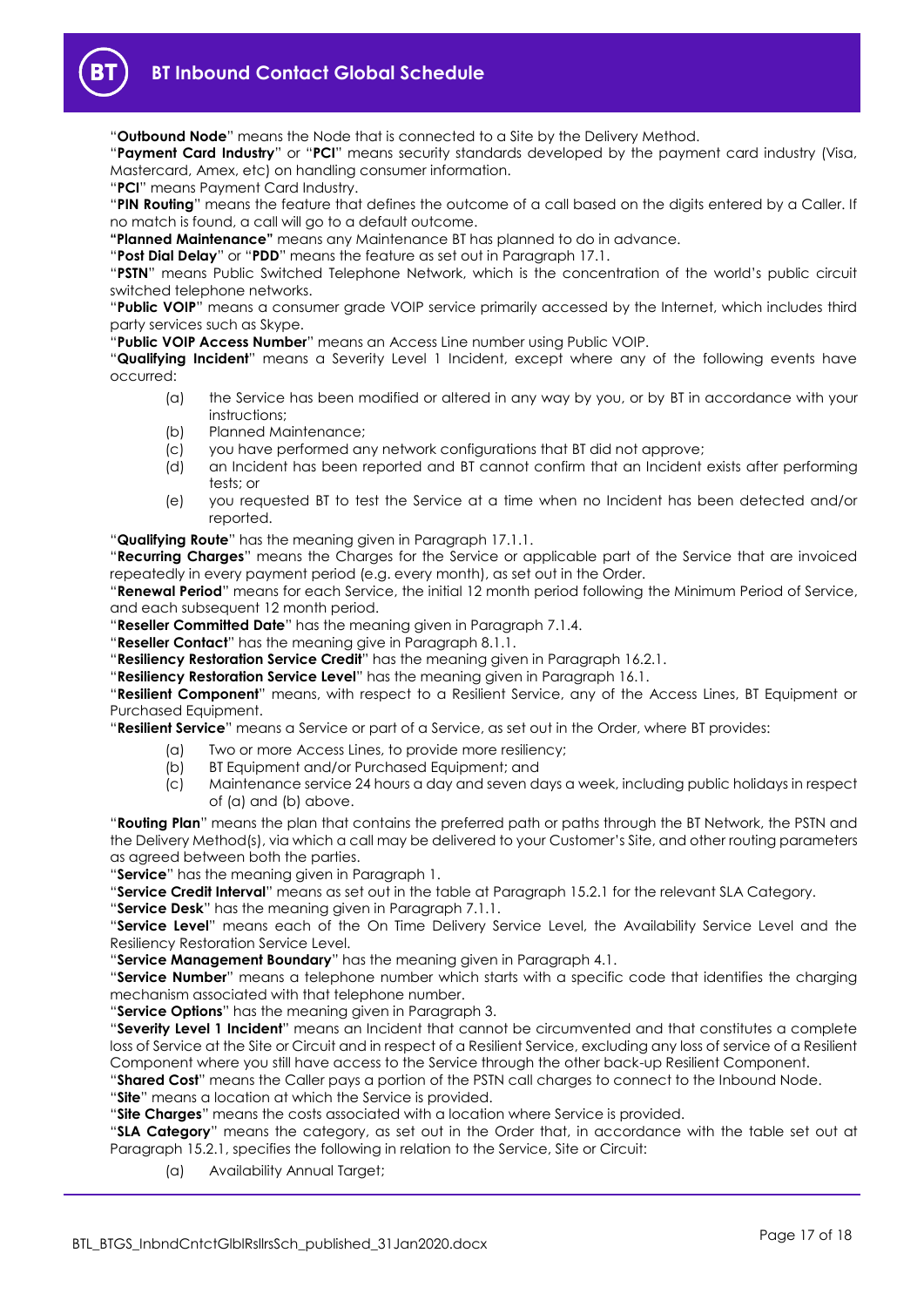"**Outbound Node**" means the Node that is connected to a Site by the Delivery Method.

"**Payment Card Industry**" or "**PCI**" means security standards developed by the payment card industry (Visa, Mastercard, Amex, etc) on handling consumer information.

"**PCI**" means Payment Card Industry.

"**PIN Routing**" means the feature that defines the outcome of a call based on the digits entered by a Caller. If no match is found, a call will go to a default outcome.

**"Planned Maintenance"** means any Maintenance BT has planned to do in advance.

"**Post Dial Delay**" or "**PDD**" means the feature as set out in Paragraph 17.1.

"**PSTN**" means Public Switched Telephone Network, which is the concentration of the world's public circuit switched telephone networks.

"**Public VOIP**" means a consumer grade VOIP service primarily accessed by the Internet, which includes third party services such as Skype.

"**Public VOIP Access Number**" means an Access Line number using Public VOIP.

"**Qualifying Incident**" means a Severity Level 1 Incident, except where any of the following events have occurred:

(a) the Service has been modified or altered in any way by you, or by BT in accordance with your instructions;

(b) Planned Maintenance;

(c) you have performed any network configurations that BT did not approve;

(d) an Incident has been reported and BT cannot confirm that an Incident exists after performing tests; or

(e) you requested BT to test the Service at a time when no Incident has been detected and/or reported.

"**Qualifying Route**" has the meaning given in Paragraph 17.1.1.

"**Recurring Charges**" means the Charges for the Service or applicable part of the Service that are invoiced repeatedly in every payment period (e.g. every month), as set out in the Order.

"**Renewal Period**" means for each Service, the initial 12 month period following the Minimum Period of Service, and each subsequent 12 month period.

"**Reseller Committed Date**" has the meaning given in Paragraph 7.1.4.

"**Reseller Contact**" has the meaning give in Paragraph 8.1.1.

"**Resiliency Restoration Service Credit**" has the meaning given in Paragraph 16.2.1.

"**Resiliency Restoration Service Level**" has the meaning given in Paragraph 16.1.

"**Resilient Component**" means, with respect to a Resilient Service, any of the Access Lines, BT Equipment or Purchased Equipment.

"**Resilient Service**" means a Service or part of a Service, as set out in the Order, where BT provides:

(a) Two or more Access Lines, to provide more resiliency;

(b) BT Equipment and/or Purchased Equipment; and

(c) Maintenance service 24 hours a day and seven days a week, including public holidays in respect of (a) and (b) above.

"**Routing Plan**" means the plan that contains the preferred path or paths through the BT Network, the PSTN and the Delivery Method(s), via which a call may be delivered to your Customer's Site, and other routing parameters as agreed between both the parties.

"**Service**" has the meaning given in Paragraph 1.

"**Service Credit Interval**" means as set out in the table at Paragraph 15.2.1 for the relevant SLA Category.

"**Service Desk**" has the meaning given in Paragraph 7.1.1.

"**Service Level**" means each of the On Time Delivery Service Level, the Availability Service Level and the Resiliency Restoration Service Level.

"**Service Management Boundary**" has the meaning given in Paragraph 4.1.

"**Service Number**" means a telephone number which starts with a specific code that identifies the charging mechanism associated with that telephone number.

"**Service Options**" has the meaning given in Paragraph 3.

"**Severity Level 1 Incident**" means an Incident that cannot be circumvented and that constitutes a complete loss of Service at the Site or Circuit and in respect of a Resilient Service, excluding any loss of service of a Resilient Component where you still have access to the Service through the other back-up Resilient Component.

"**Shared Cost**" means the Caller pays a portion of the PSTN call charges to connect to the Inbound Node.

"**Site**" means a location at which the Service is provided.

"**Site Charges**" means the costs associated with a location where Service is provided.

"**SLA Category**" means the category, as set out in the Order that, in accordance with the table set out at Paragraph 15.2.1, specifies the following in relation to the Service, Site or Circuit:

(a) Availability Annual Target;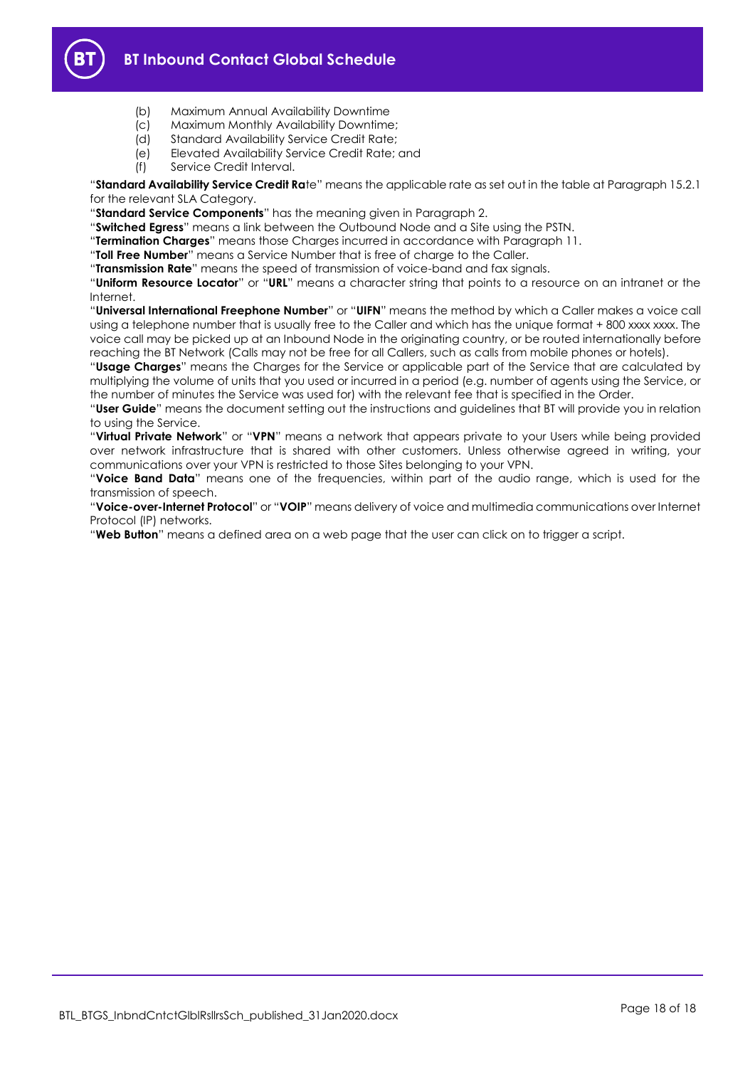(b) Maximum Annual Availability Downtime
(c) Maximum Monthly Availability Downtime;
(d) Standard Availability Service Credit Rate;
(e) Elevated Availability Service Credit Rate; and
(f) Service Credit Interval.

"**Standard Availability Service Credit Ra**te" means the applicable rate as set out in the table at Paragraph 15.2.1 for the relevant SLA Category.

"**Standard Service Components**" has the meaning given in Paragraph 2.

"**Switched Egress**" means a link between the Outbound Node and a Site using the PSTN.

"**Termination Charges**" means those Charges incurred in accordance with Paragraph 11.

"**Toll Free Number**" means a Service Number that is free of charge to the Caller.

"**Transmission Rate**" means the speed of transmission of voice-band and fax signals.

"**Uniform Resource Locator**" or "**URL**" means a character string that points to a resource on an intranet or the Internet.

"**Universal International Freephone Number**" or "**UIFN**" means the method by which a Caller makes a voice call using a telephone number that is usually free to the Caller and which has the unique format + 800 xxxx xxxx. The voice call may be picked up at an Inbound Node in the originating country, or be routed internationally before reaching the BT Network (Calls may not be free for all Callers, such as calls from mobile phones or hotels).

"**Usage Charges**" means the Charges for the Service or applicable part of the Service that are calculated by multiplying the volume of units that you used or incurred in a period (e.g. number of agents using the Service, or the number of minutes the Service was used for) with the relevant fee that is specified in the Order.

"**User Guide**" means the document setting out the instructions and guidelines that BT will provide you in relation to using the Service.

"**Virtual Private Network**" or "**VPN**" means a network that appears private to your Users while being provided over network infrastructure that is shared with other customers. Unless otherwise agreed in writing, your communications over your VPN is restricted to those Sites belonging to your VPN.

"**Voice Band Data**" means one of the frequencies, within part of the audio range, which is used for the transmission of speech.

"**Voice-over-Internet Protocol**" or "**VOIP**" means delivery of voice and multimedia communications over Internet Protocol (IP) networks.

"**Web Button**" means a defined area on a web page that the user can click on to trigger a script.